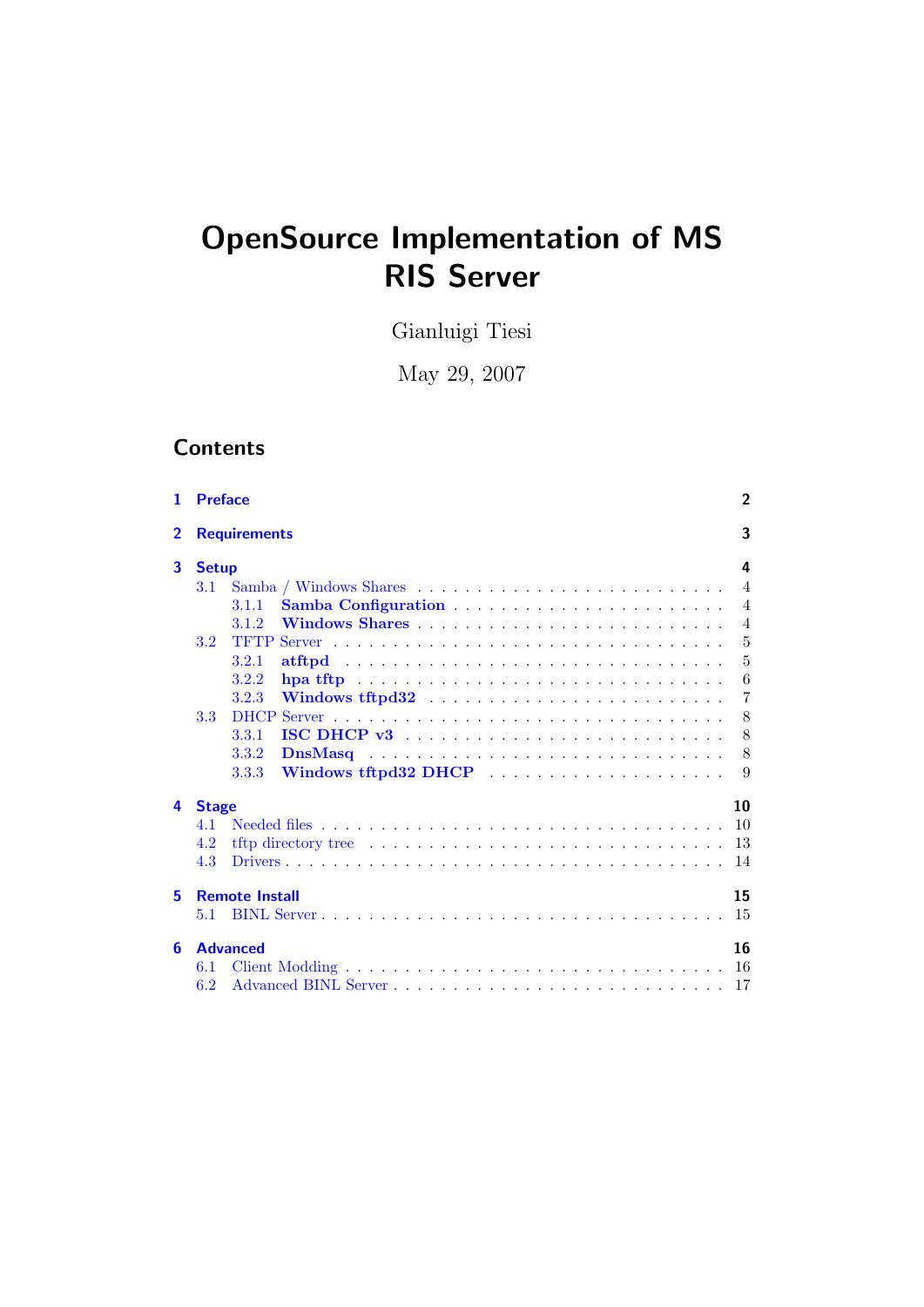# OpenSource Implementation of MS RIS Server

Gianluigi Tiesi

May 29, 2007

## Contents

- **1 Preface** — 2
- **2 Requirements** — 3
- **3 Setup** — 4
  - 3.1 Samba / Windows Shares — 4
    - 3.1.1 **Samba Configuration** — 4
    - 3.1.2 **Windows Shares** — 4
  - 3.2 TFTP Server — 5
    - 3.2.1 **atftpd** — 5
    - 3.2.2 **hpa tftp** — 6
    - 3.2.3 **Windows tftpd32** — 7
  - 3.3 DHCP Server — 8
    - 3.3.1 **ISC DHCP v3** — 8
    - 3.3.2 **DnsMasq** — 8
    - 3.3.3 **Windows tftpd32 DHCP** — 9
- **4 Stage** — 10
  - 4.1 Needed files — 10
  - 4.2 tftp directory tree — 13
  - 4.3 Drivers — 14
- **5 Remote Install** — 15
  - 5.1 BINL Server — 15
- **6 Advanced** — 16
  - 6.1 Client Modding — 16
  - 6.2 Advanced BINL Server — 17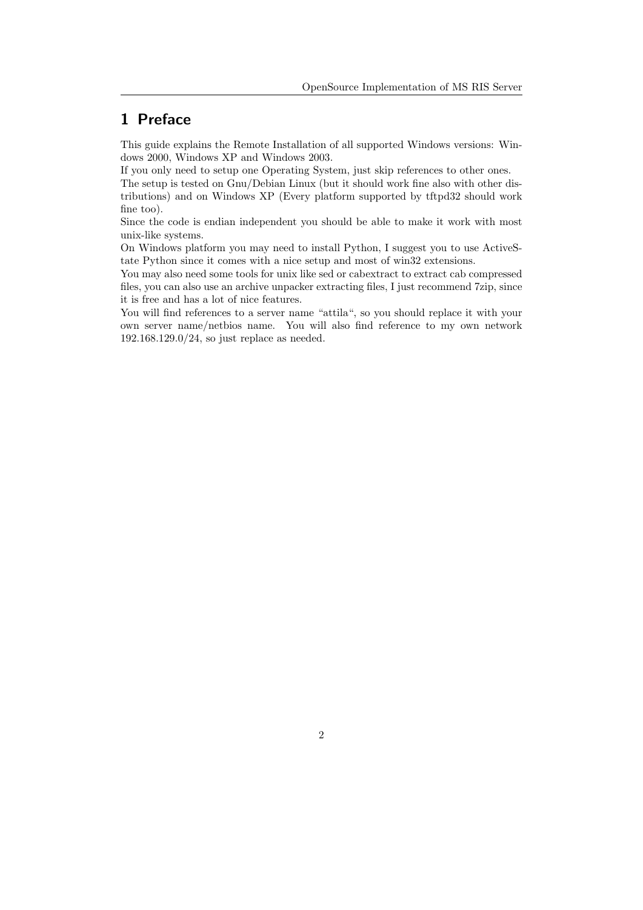# 1 Preface

This guide explains the Remote Installation of all supported Windows versions: Windows 2000, Windows XP and Windows 2003.
If you only need to setup one Operating System, just skip references to other ones.
The setup is tested on Gnu/Debian Linux (but it should work fine also with other distributions) and on Windows XP (Every platform supported by tftpd32 should work fine too).
Since the code is endian independent you should be able to make it work with most unix-like systems.
On Windows platform you may need to install Python, I suggest you to use ActiveState Python since it comes with a nice setup and most of win32 extensions.
You may also need some tools for unix like sed or cabextract to extract cab compressed files, you can also use an archive unpacker extracting files, I just recommend 7zip, since it is free and has a lot of nice features.
You will find references to a server name "attila", so you should replace it with your own server name/netbios name. You will also find reference to my own network 192.168.129.0/24, so just replace as needed.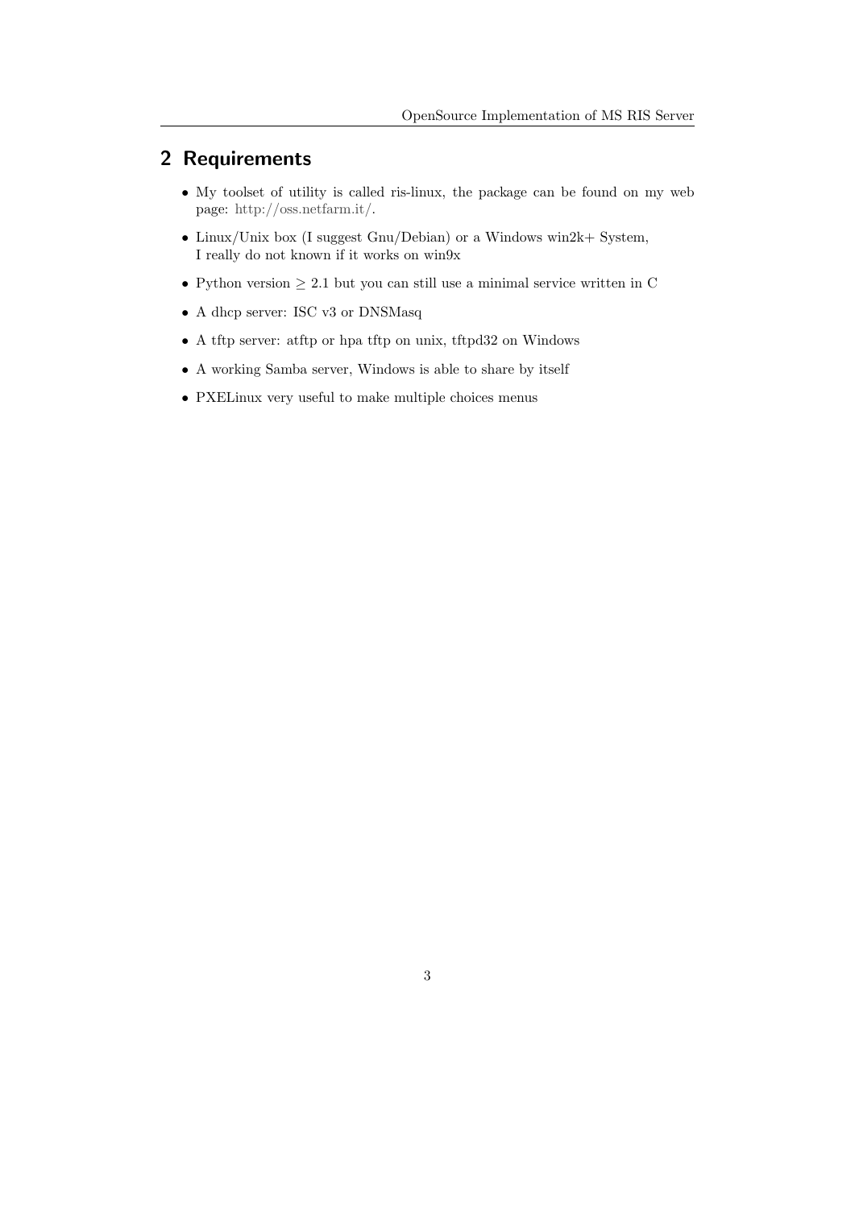## 2 Requirements

- My toolset of utility is called ris-linux, the package can be found on my web page: http://oss.netfarm.it/.
- Linux/Unix box (I suggest Gnu/Debian) or a Windows win2k+ System, I really do not known if it works on win9x
- Python version $\geq 2.1$ but you can still use a minimal service written in C
- A dhcp server: ISC v3 or DNSMasq
- A tftp server: atftp or hpa tftp on unix, tftpd32 on Windows
- A working Samba server, Windows is able to share by itself
- PXELinux very useful to make multiple choices menus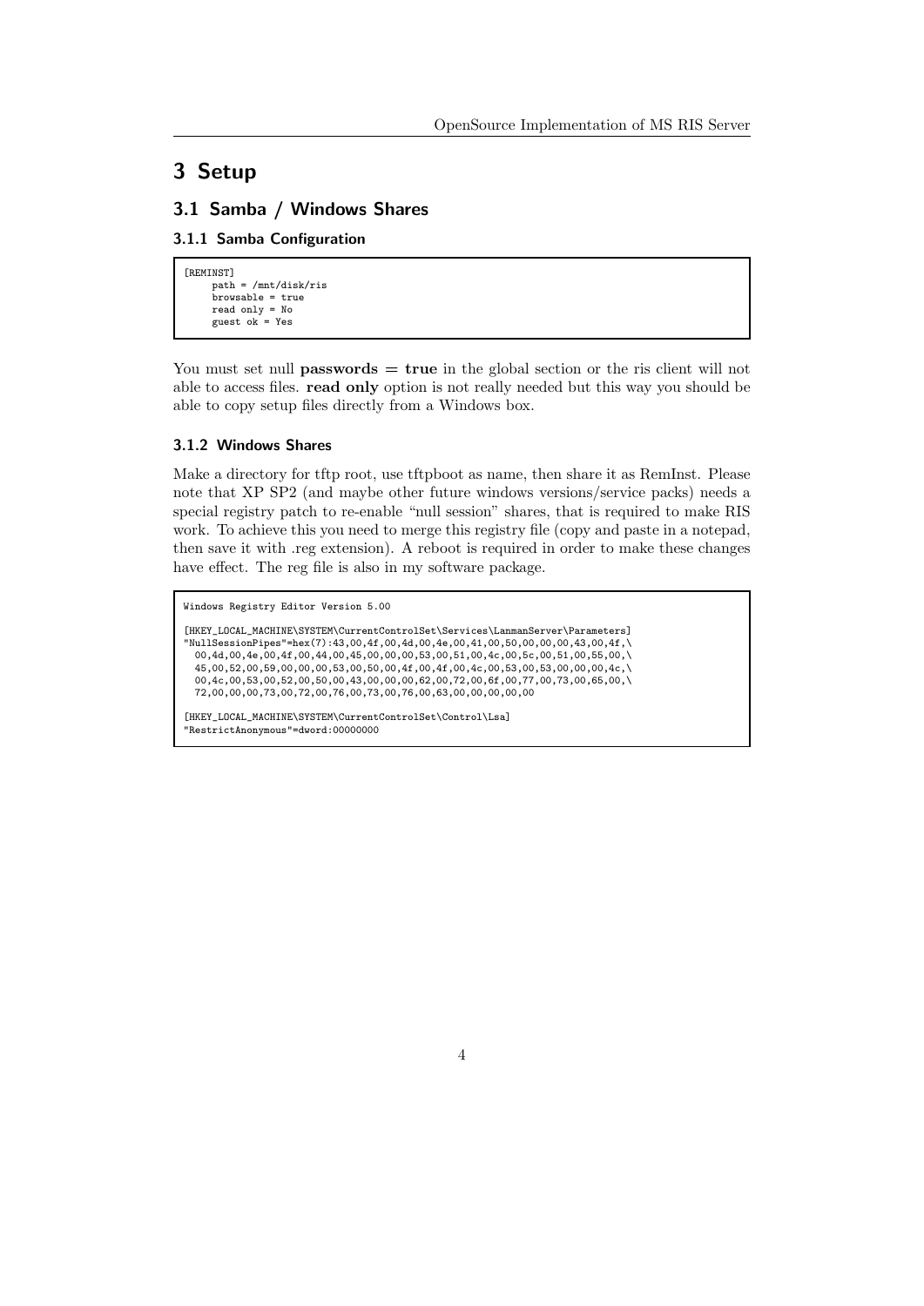# 3 Setup

## 3.1 Samba / Windows Shares

### 3.1.1 Samba Configuration

```
[REMINST]
     path = /mnt/disk/ris
     browsable = true
     read only = No
     guest ok = Yes
```

You must set null **passwords = true** in the global section or the ris client will not able to access files. **read only** option is not really needed but this way you should be able to copy setup files directly from a Windows box.

### 3.1.2 Windows Shares

Make a directory for tftp root, use tftpboot as name, then share it as RemInst. Please note that XP SP2 (and maybe other future windows versions/service packs) needs a special registry patch to re-enable "null session" shares, that is required to make RIS work. To achieve this you need to merge this registry file (copy and paste in a notepad, then save it with .reg extension). A reboot is required in order to make these changes have effect. The reg file is also in my software package.

```
Windows Registry Editor Version 5.00

[HKEY_LOCAL_MACHINE\SYSTEM\CurrentControlSet\Services\LanmanServer\Parameters]
"NullSessionPipes"=hex(7):43,00,4f,00,4d,00,4e,00,41,00,50,00,00,00,43,00,4f,\
  00,4d,00,4e,00,4f,00,44,00,45,00,00,00,53,00,51,00,4c,00,5c,00,51,00,55,00,\
  45,00,52,00,59,00,00,00,53,00,50,00,4f,00,4f,00,4c,00,53,00,53,00,00,00,4c,\
  00,4c,00,53,00,52,00,50,00,43,00,00,00,62,00,72,00,6f,00,77,00,73,00,65,00,\
  72,00,00,00,73,00,72,00,76,00,73,00,76,00,63,00,00,00,00,00

[HKEY_LOCAL_MACHINE\SYSTEM\CurrentControlSet\Control\Lsa]
"RestrictAnonymous"=dword:00000000
```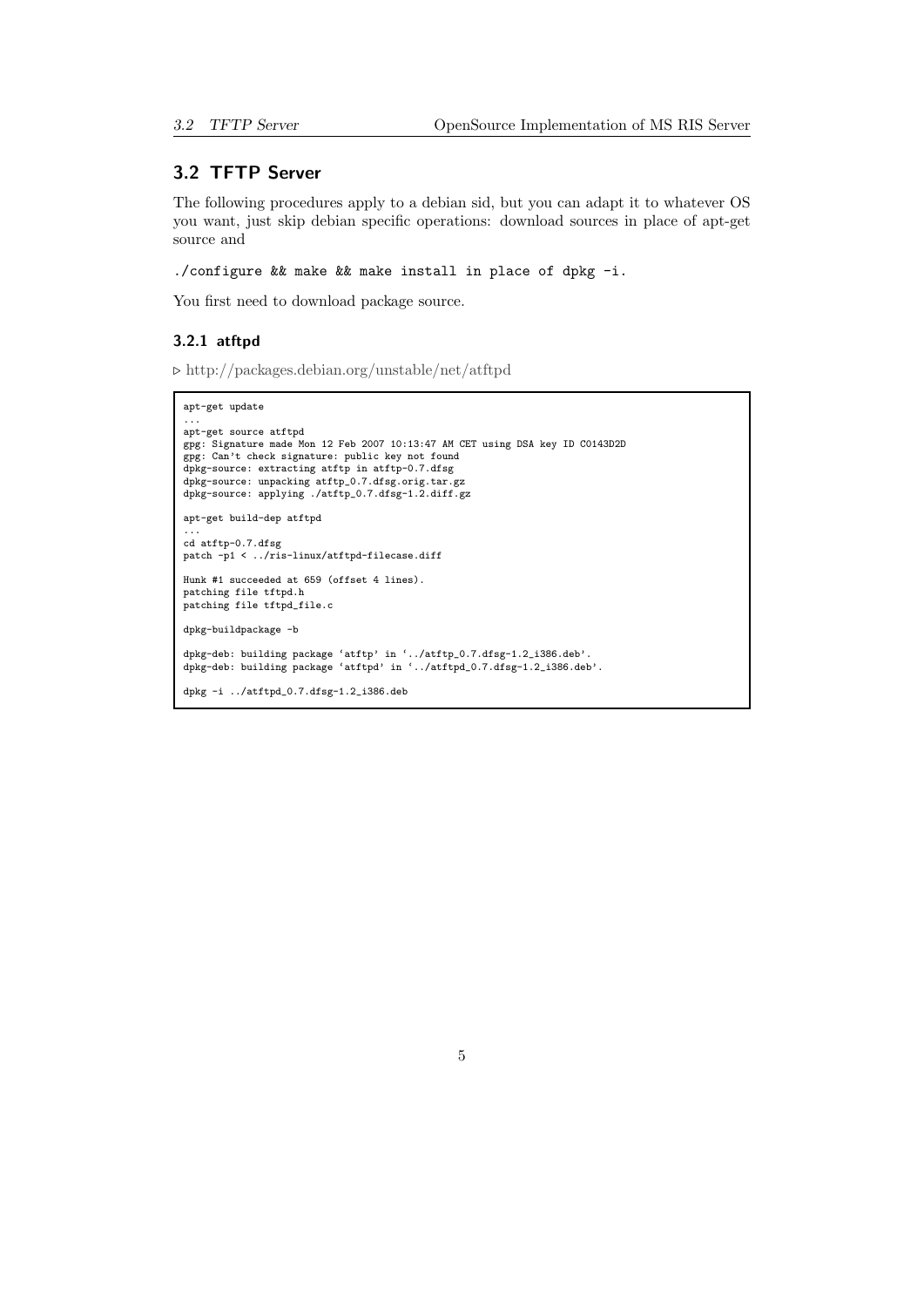## 3.2 TFTP Server

The following procedures apply to a debian sid, but you can adapt it to whatever OS you want, just skip debian specific operations: download sources in place of apt-get source and

`./configure && make && make install in place of dpkg -i.`

You first need to download package source.

### 3.2.1 atftpd

▷ http://packages.debian.org/unstable/net/atftpd

```
apt-get update
...
apt-get source atftpd
gpg: Signature made Mon 12 Feb 2007 10:13:47 AM CET using DSA key ID C0143D2D
gpg: Can't check signature: public key not found
dpkg-source: extracting atftp in atftp-0.7.dfsg
dpkg-source: unpacking atftp_0.7.dfsg.orig.tar.gz
dpkg-source: applying ./atftp_0.7.dfsg-1.2.diff.gz

apt-get build-dep atftpd
...
cd atftp-0.7.dfsg
patch -p1 < ../ris-linux/atftpd-filecase.diff

Hunk #1 succeeded at 659 (offset 4 lines).
patching file tftpd.h
patching file tftpd_file.c

dpkg-buildpackage -b

dpkg-deb: building package 'atftp' in '../atftp_0.7.dfsg-1.2_i386.deb'.
dpkg-deb: building package 'atftpd' in '../atftpd_0.7.dfsg-1.2_i386.deb'.

dpkg -i ../atftpd_0.7.dfsg-1.2_i386.deb
```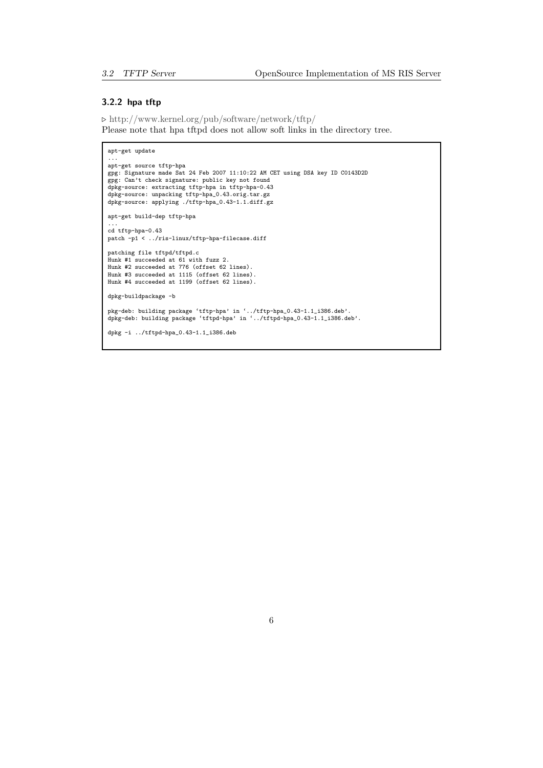### 3.2.2 hpa tftp

▷ http://www.kernel.org/pub/software/network/tftp/
Please note that hpa tftpd does not allow soft links in the directory tree.

```
apt-get update
...
apt-get source tftp-hpa
gpg: Signature made Sat 24 Feb 2007 11:10:22 AM CET using DSA key ID C0143D2D
gpg: Can't check signature: public key not found
dpkg-source: extracting tftp-hpa in tftp-hpa-0.43
dpkg-source: unpacking tftp-hpa_0.43.orig.tar.gz
dpkg-source: applying ./tftp-hpa_0.43-1.1.diff.gz

apt-get build-dep tftp-hpa
...
cd tftp-hpa-0.43
patch -p1 < ../ris-linux/tftp-hpa-filecase.diff

patching file tftpd/tftpd.c
Hunk #1 succeeded at 61 with fuzz 2.
Hunk #2 succeeded at 776 (offset 62 lines).
Hunk #3 succeeded at 1115 (offset 62 lines).
Hunk #4 succeeded at 1199 (offset 62 lines).

dpkg-buildpackage -b

pkg-deb: building package 'tftp-hpa' in '../tftp-hpa_0.43-1.1_i386.deb'.
dpkg-deb: building package 'tftpd-hpa' in '../tftpd-hpa_0.43-1.1_i386.deb'.

dpkg -i ../tftpd-hpa_0.43-1.1_i386.deb
```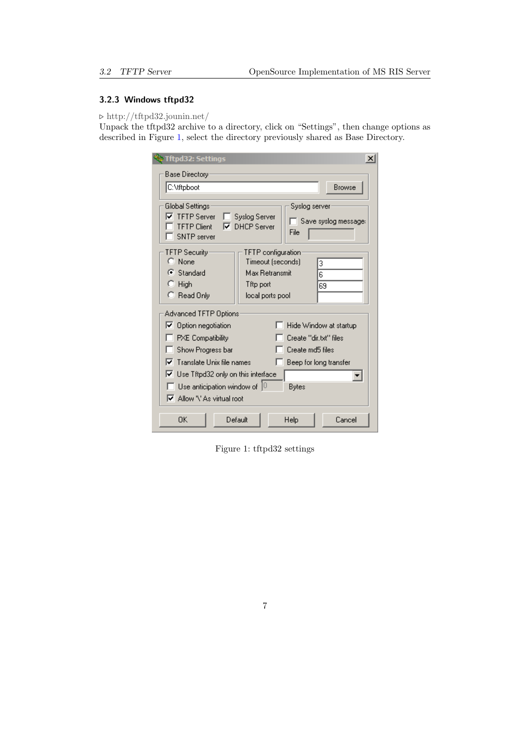### 3.2.3 Windows tftpd32

▷ http://tftpd32.jounin.net/

Unpack the tftpd32 archive to a directory, click on "Settings", then change options as described in Figure 1, select the directory previously shared as Base Directory.

Figure 1: tftpd32 settings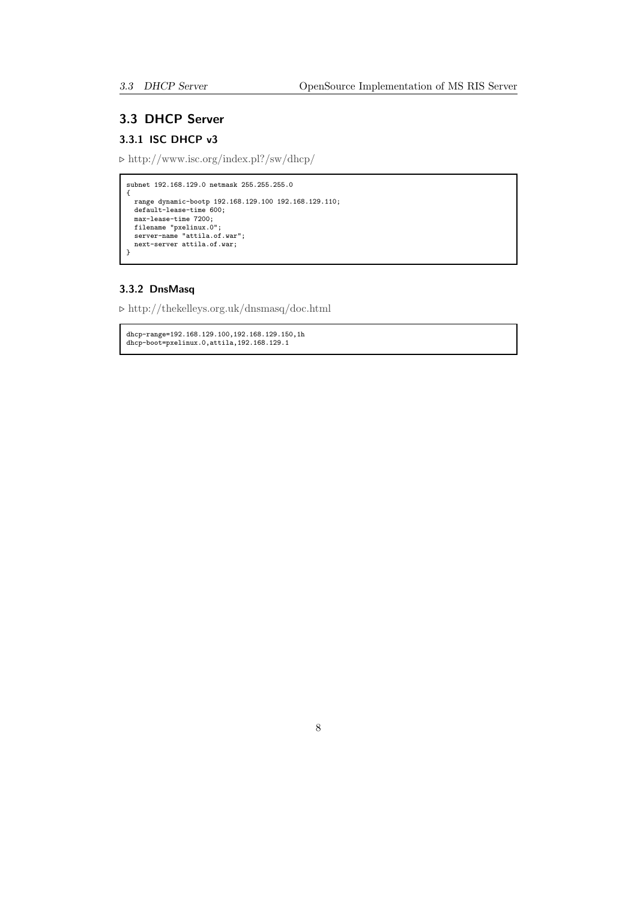## 3.3 DHCP Server

### 3.3.1 ISC DHCP v3

▷ http://www.isc.org/index.pl?/sw/dhcp/

```
subnet 192.168.129.0 netmask 255.255.255.0
{
  range dynamic-bootp 192.168.129.100 192.168.129.110;
  default-lease-time 600;
  max-lease-time 7200;
  filename "pxelinux.0";
  server-name "attila.of.war";
  next-server attila.of.war;
}
```

### 3.3.2 DnsMasq

▷ http://thekelleys.org.uk/dnsmasq/doc.html

```
dhcp-range=192.168.129.100,192.168.129.150,1h
dhcp-boot=pxelinux.0,attila,192.168.129.1
```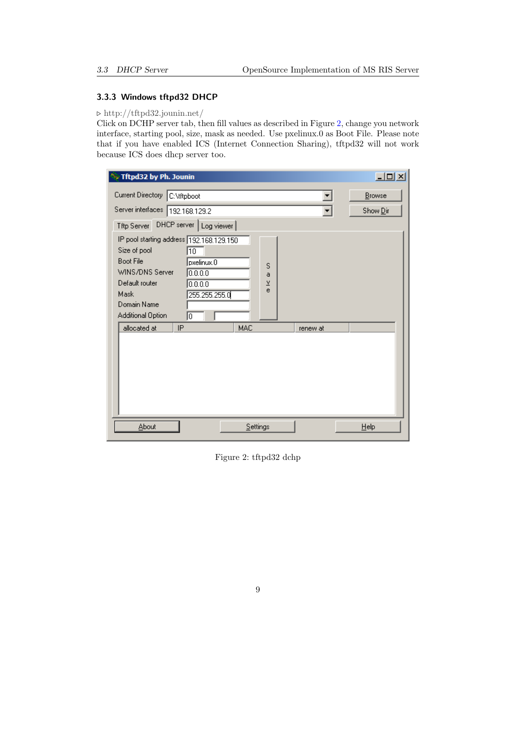### 3.3.3 Windows tftpd32 DHCP

▷ http://tftpd32.jounin.net/

Click on DCHP server tab, then fill values as described in Figure 2, change you network interface, starting pool, size, mask as needed. Use pxelinux.0 as Boot File. Please note that if you have enabled ICS (Internet Connection Sharing), tftpd32 will not work because ICS does dhcp server too.

Figure 2: tftpd32 dchp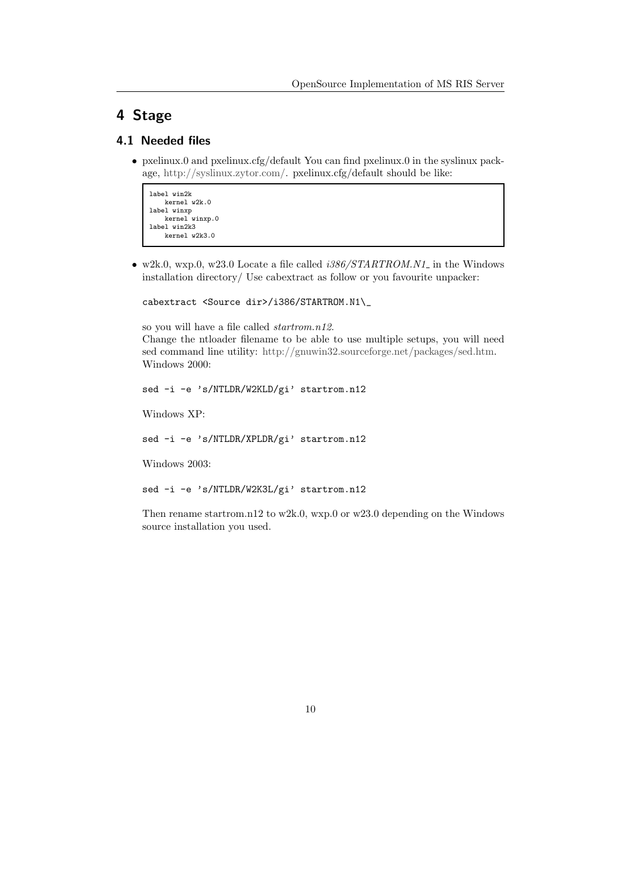# 4 Stage

## 4.1 Needed files

- pxelinux.0 and pxelinux.cfg/default You can find pxelinux.0 in the syslinux package, http://syslinux.zytor.com/. pxelinux.cfg/default should be like:

```
label win2k
    kernel w2k.0
label winxp
    kernel winxp.0
label win2k3
    kernel w2k3.0
```

- w2k.0, wxp.0, w23.0 Locate a file called *i386/STARTROM.N1_* in the Windows installation directory/ Use cabextract as follow or you favourite unpacker:

  ```
  cabextract <Source dir>/i386/STARTROM.N1\_
  ```

  so you will have a file called *startrom.n12*.
  Change the ntloader filename to be able to use multiple setups, you will need sed command line utility: http://gnuwin32.sourceforge.net/packages/sed.htm.
  Windows 2000:

  ```
  sed -i -e 's/NTLDR/W2KLD/gi' startrom.n12
  ```

  Windows XP:

  ```
  sed -i -e 's/NTLDR/XPLDR/gi' startrom.n12
  ```

  Windows 2003:

  ```
  sed -i -e 's/NTLDR/W2K3L/gi' startrom.n12
  ```

  Then rename startrom.n12 to w2k.0, wxp.0 or w23.0 depending on the Windows source installation you used.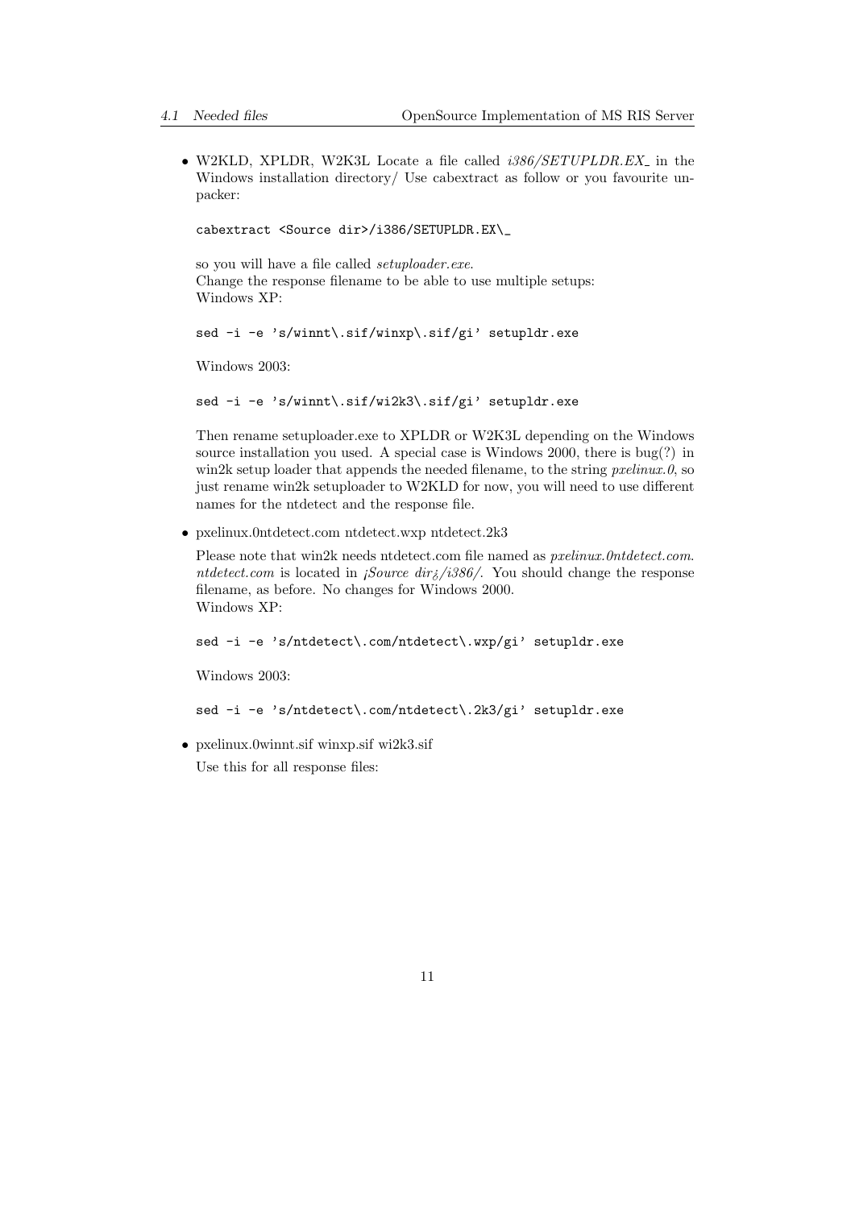- W2KLD, XPLDR, W2K3L Locate a file called *i386/SETUPLDR.EX_* in the Windows installation directory/ Use cabextract as follow or you favourite unpacker:

  ```
  cabextract <Source dir>/i386/SETUPLDR.EX\_
  ```

  so you will have a file called *setuploader.exe*.
  Change the response filename to be able to use multiple setups:
  Windows XP:

  ```
  sed -i -e 's/winnt\.sif/winxp\.sif/gi' setupldr.exe
  ```

  Windows 2003:

  ```
  sed -i -e 's/winnt\.sif/wi2k3\.sif/gi' setupldr.exe
  ```

  Then rename setuploader.exe to XPLDR or W2K3L depending on the Windows source installation you used. A special case is Windows 2000, there is bug(?) in win2k setup loader that appends the needed filename, to the string *pxelinux.0*, so just rename win2k setuploader to W2KLD for now, you will need to use different names for the ntdetect and the response file.

- pxelinux.0ntdetect.com ntdetect.wxp ntdetect.2k3

  Please note that win2k needs ntdetect.com file named as *pxelinux.0ntdetect.com*. *ntdetect.com* is located in *¡Source dir¿/i386/*. You should change the response filename, as before. No changes for Windows 2000.
  Windows XP:

  ```
  sed -i -e 's/ntdetect\.com/ntdetect\.wxp/gi' setupldr.exe
  ```

  Windows 2003:

  ```
  sed -i -e 's/ntdetect\.com/ntdetect\.2k3/gi' setupldr.exe
  ```

- pxelinux.0winnt.sif winxp.sif wi2k3.sif

  Use this for all response files: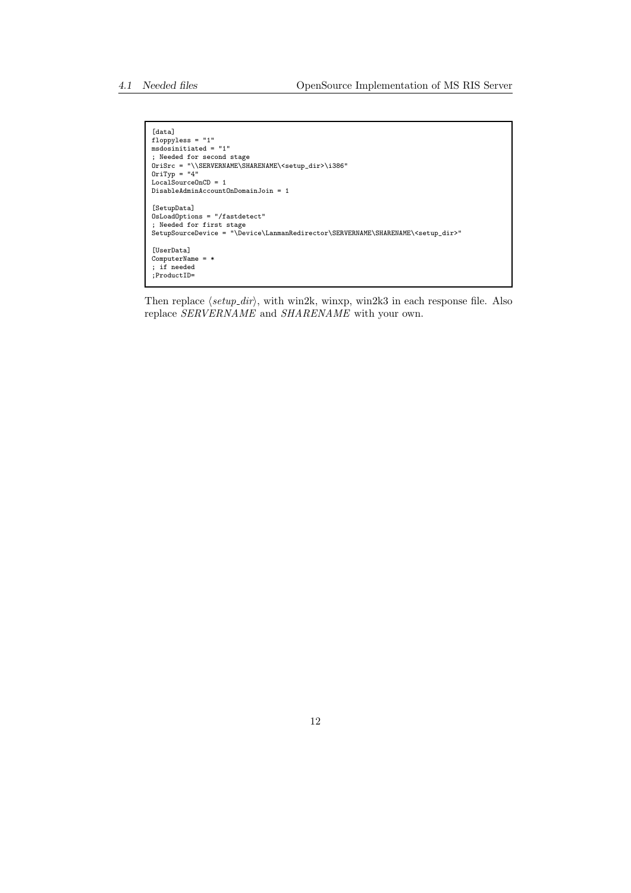```
[data]
floppyless = "1"
msdosinitiated = "1"
; Needed for second stage
OriSrc = "\\SERVERNAME\SHARENAME\<setup_dir>\i386"
OriTyp = "4"
LocalSourceOnCD = 1
DisableAdminAccountOnDomainJoin = 1

[SetupData]
OsLoadOptions = "/fastdetect"
; Needed for first stage
SetupSourceDevice = "\Device\LanmanRedirector\SERVERNAME\SHARENAME\<setup_dir>"

[UserData]
ComputerName = *
; if needed
;ProductID=
```

Then replace ⟨*setup_dir*⟩, with win2k, winxp, win2k3 in each response file. Also replace *SERVERNAME* and *SHARENAME* with your own.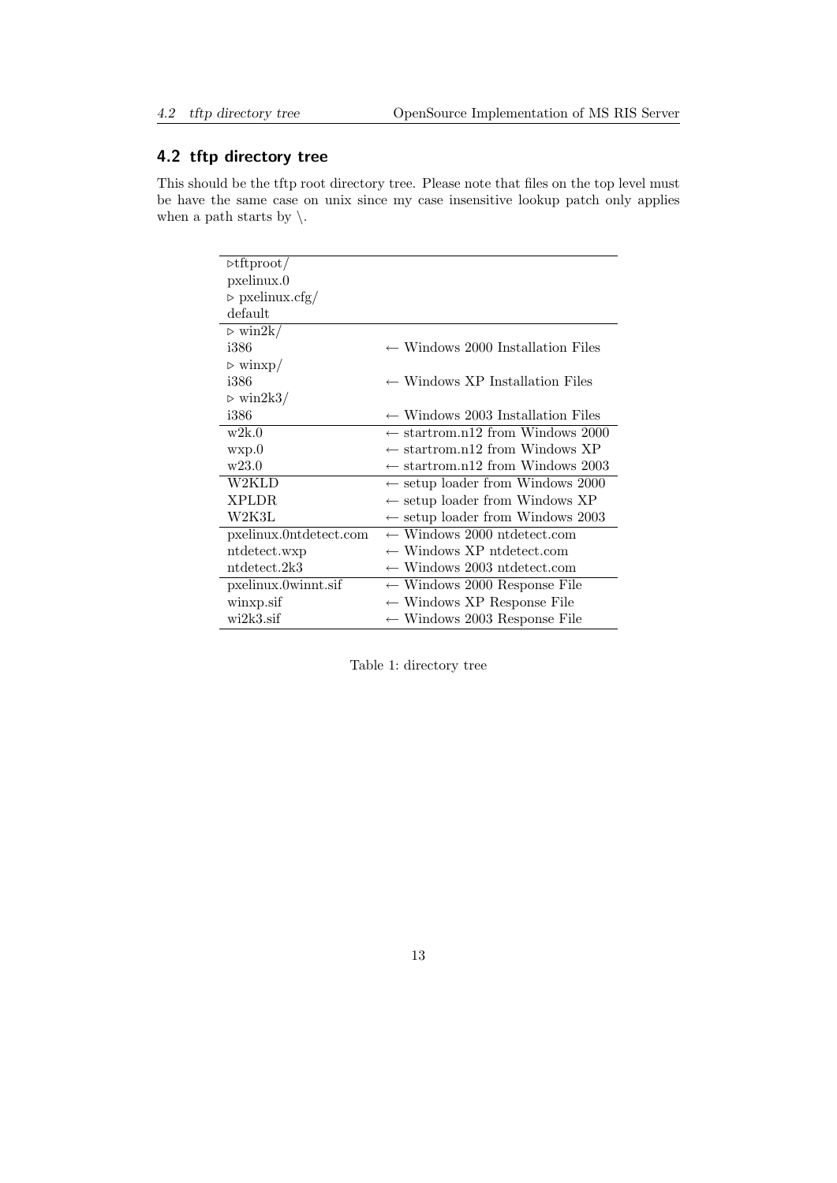## 4.2 tftp directory tree

This should be the tftp root directory tree. Please note that files on the top level must be have the same case on unix since my case insensitive lookup patch only applies when a path starts by \.

| | |
|---|---|
| ▷tftproot/ | |
| pxelinux.0 | |
| ▷ pxelinux.cfg/ | |
| default | |
| ▷ win2k/ | |
| i386 | ← Windows 2000 Installation Files |
| ▷ winxp/ | |
| i386 | ← Windows XP Installation Files |
| ▷ win2k3/ | |
| i386 | ← Windows 2003 Installation Files |
| w2k.0 | ← startrom.n12 from Windows 2000 |
| wxp.0 | ← startrom.n12 from Windows XP |
| w23.0 | ← startrom.n12 from Windows 2003 |
| W2KLD | ← setup loader from Windows 2000 |
| XPLDR | ← setup loader from Windows XP |
| W2K3L | ← setup loader from Windows 2003 |
| pxelinux.0ntdetect.com | ← Windows 2000 ntdetect.com |
| ntdetect.wxp | ← Windows XP ntdetect.com |
| ntdetect.2k3 | ← Windows 2003 ntdetect.com |
| pxelinux.0winnt.sif | ← Windows 2000 Response File |
| winxp.sif | ← Windows XP Response File |
| wi2k3.sif | ← Windows 2003 Response File |

Table 1: directory tree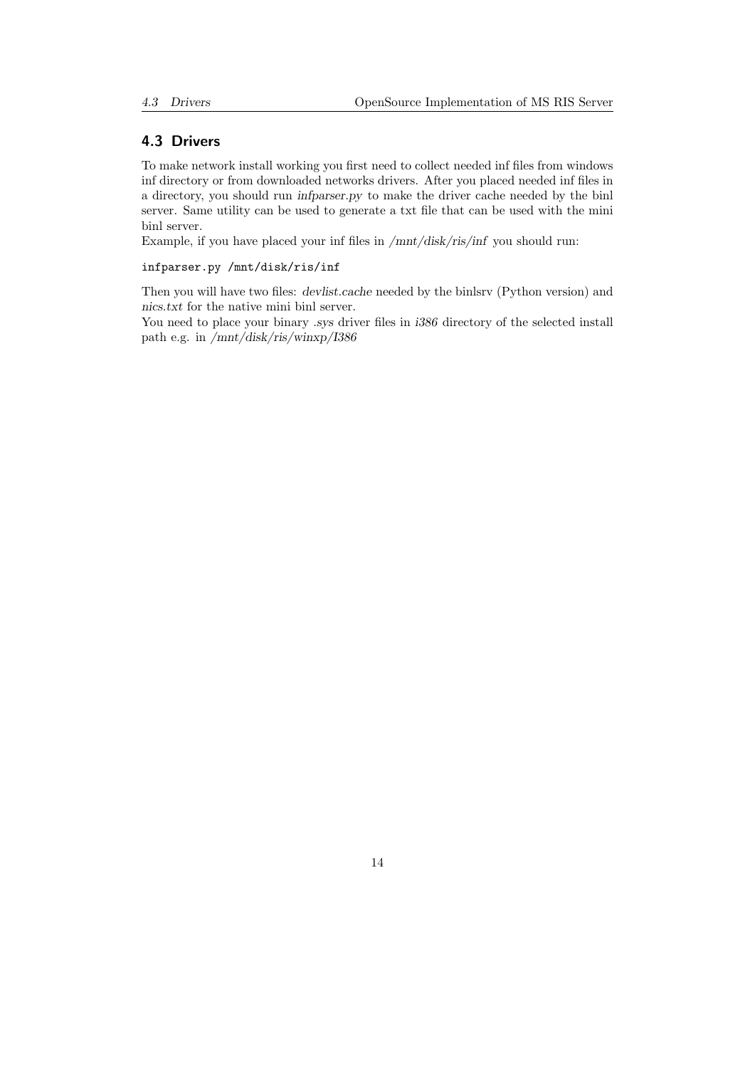## 4.3 Drivers

To make network install working you first need to collect needed inf files from windows inf directory or from downloaded networks drivers. After you placed needed inf files in a directory, you should run *infparser.py* to make the driver cache needed by the binl server. Same utility can be used to generate a txt file that can be used with the mini binl server.
Example, if you have placed your inf files in */mnt/disk/ris/inf* you should run:

```
infparser.py /mnt/disk/ris/inf
```

Then you will have two files: *devlist.cache* needed by the binlsrv (Python version) and *nics.txt* for the native mini binl server.
You need to place your binary *.sys* driver files in *i386* directory of the selected install path e.g. in */mnt/disk/ris/winxp/I386*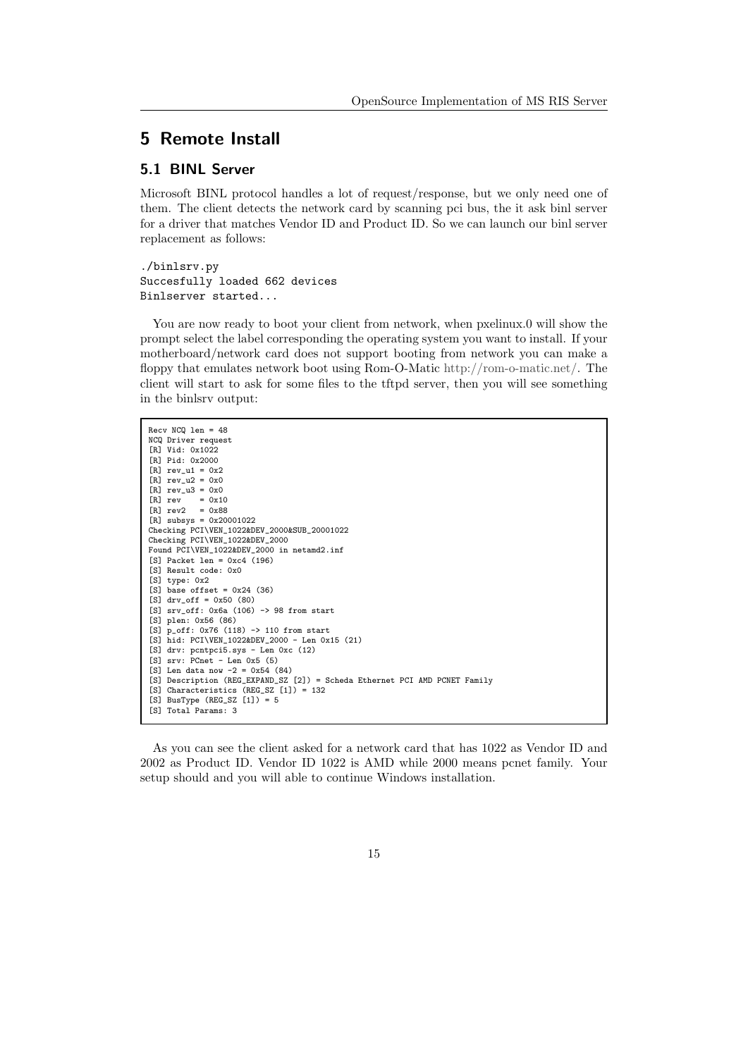# 5 Remote Install

## 5.1 BINL Server

Microsoft BINL protocol handles a lot of request/response, but we only need one of them. The client detects the network card by scanning pci bus, the it ask binl server for a driver that matches Vendor ID and Product ID. So we can launch our binl server replacement as follows:

```
./binlsrv.py
Succesfully loaded 662 devices
Binlserver started...
```

You are now ready to boot your client from network, when pxelinux.0 will show the prompt select the label corresponding the operating system you want to install. If your motherboard/network card does not support booting from network you can make a floppy that emulates network boot using Rom-O-Matic http://rom-o-matic.net/. The client will start to ask for some files to the tftpd server, then you will see something in the binlsrv output:

```
Recv NCQ len = 48
NCQ Driver request
[R] Vid: 0x1022
[R] Pid: 0x2000
[R] rev_u1 = 0x2
[R] rev_u2 = 0x0
[R] rev_u3 = 0x0
[R] rev    = 0x10
[R] rev2   = 0x88
[R] subsys = 0x20001022
Checking PCI\VEN_1022&DEV_2000&SUB_20001022
Checking PCI\VEN_1022&DEV_2000
Found PCI\VEN_1022&DEV_2000 in netamd2.inf
[S] Packet len = 0xc4 (196)
[S] Result code: 0x0
[S] type: 0x2
[S] base offset = 0x24 (36)
[S] drv_off = 0x50 (80)
[S] srv_off: 0x6a (106) -> 98 from start
[S] plen: 0x56 (86)
[S] p_off: 0x76 (118) -> 110 from start
[S] hid: PCI\VEN_1022&DEV_2000 - Len 0x15 (21)
[S] drv: pcntpci5.sys - Len 0xc (12)
[S] srv: PCnet - Len 0x5 (5)
[S] Len data now -2 = 0x54 (84)
[S] Description (REG_EXPAND_SZ [2]) = Scheda Ethernet PCI AMD PCNET Family
[S] Characteristics (REG_SZ [1]) = 132
[S] BusType (REG_SZ [1]) = 5
[S] Total Params: 3
```

As you can see the client asked for a network card that has 1022 as Vendor ID and 2002 as Product ID. Vendor ID 1022 is AMD while 2000 means pcnet family. Your setup should and you will able to continue Windows installation.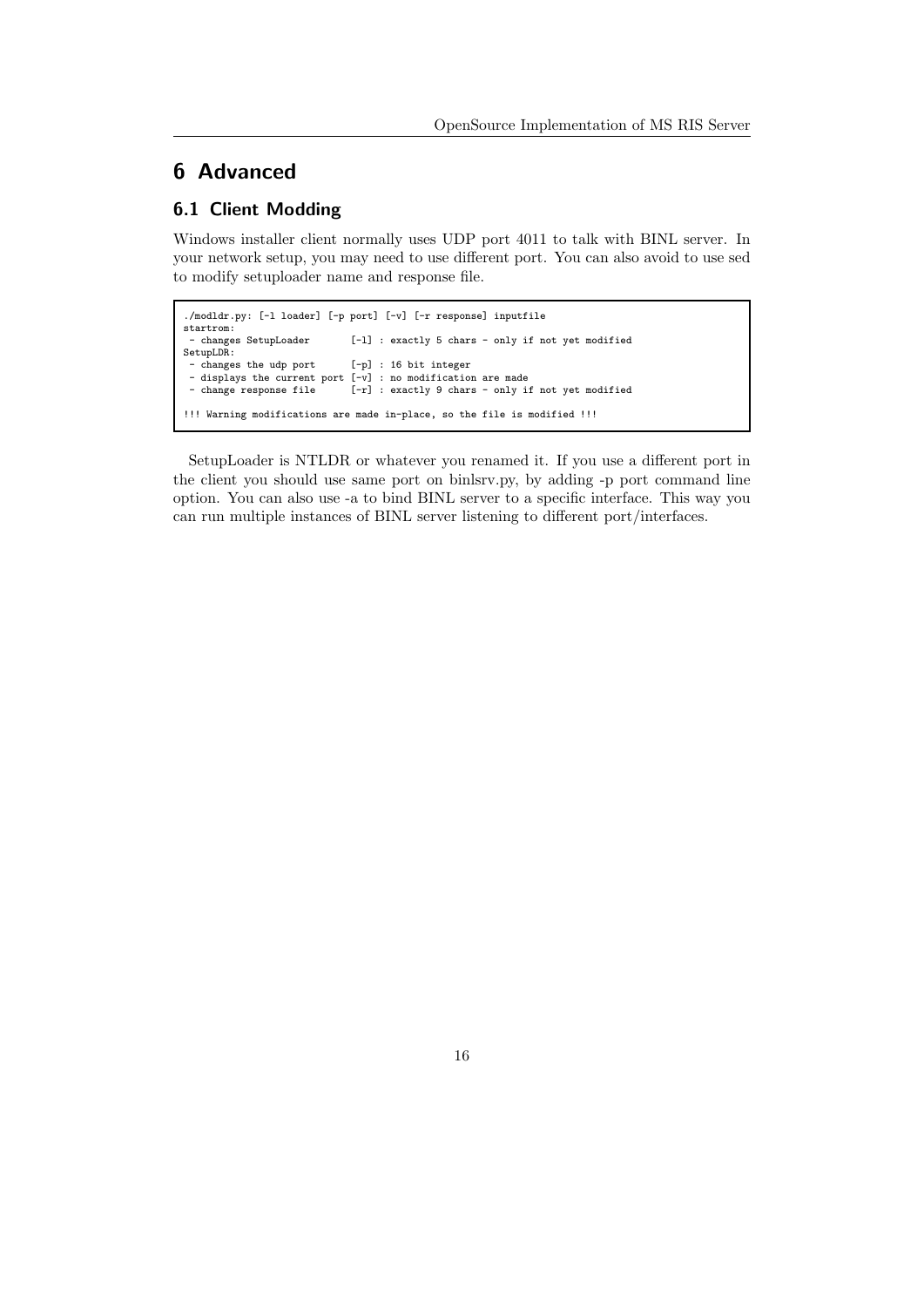# 6 Advanced

## 6.1 Client Modding

Windows installer client normally uses UDP port 4011 to talk with BINL server. In your network setup, you may need to use different port. You can also avoid to use sed to modify setuploader name and response file.

```
./modldr.py: [-l loader] [-p port] [-v] [-r response] inputfile
startrom:
 - changes SetupLoader       [-l] : exactly 5 chars - only if not yet modified
SetupLDR:
 - changes the udp port      [-p] : 16 bit integer
 - displays the current port [-v] : no modification are made
 - change response file      [-r] : exactly 9 chars - only if not yet modified

!!! Warning modifications are made in-place, so the file is modified !!!
```

SetupLoader is NTLDR or whatever you renamed it. If you use a different port in the client you should use same port on binlsrv.py, by adding -p port command line option. You can also use -a to bind BINL server to a specific interface. This way you can run multiple instances of BINL server listening to different port/interfaces.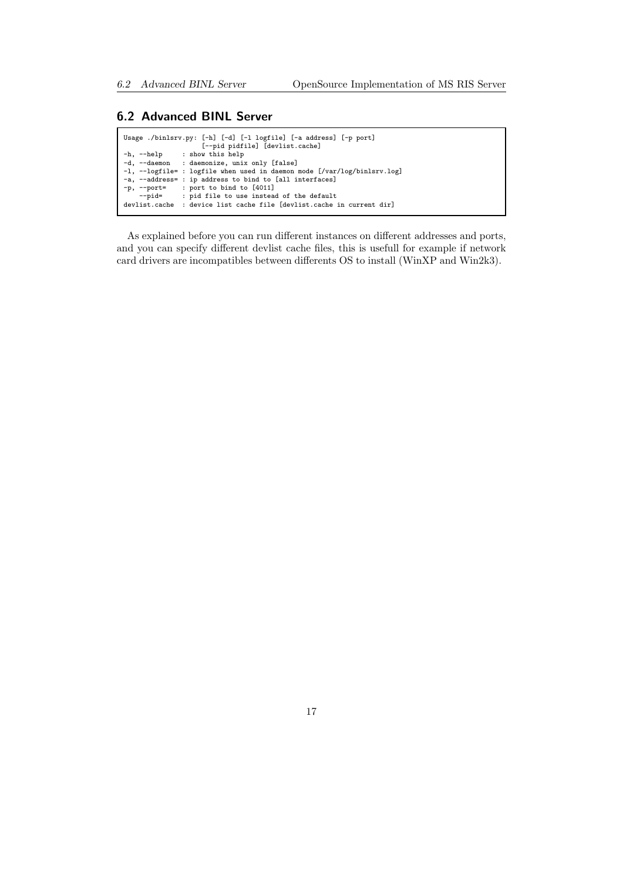## 6.2 Advanced BINL Server

```
Usage ./binlsrv.py: [-h] [-d] [-l logfile] [-a address] [-p port]
                    [--pid pidfile] [devlist.cache]
-h, --help     : show this help
-d, --daemon   : daemonize, unix only [false]
-l, --logfile= : logfile when used in daemon mode [/var/log/binlsrv.log]
-a, --address= : ip address to bind to [all interfaces]
-p, --port=    : port to bind to [4011]
    --pid=     : pid file to use instead of the default
devlist.cache  : device list cache file [devlist.cache in current dir]
```

As explained before you can run different instances on different addresses and ports, and you can specify different devlist cache files, this is usefull for example if network card drivers are incompatibles between differents OS to install (WinXP and Win2k3).